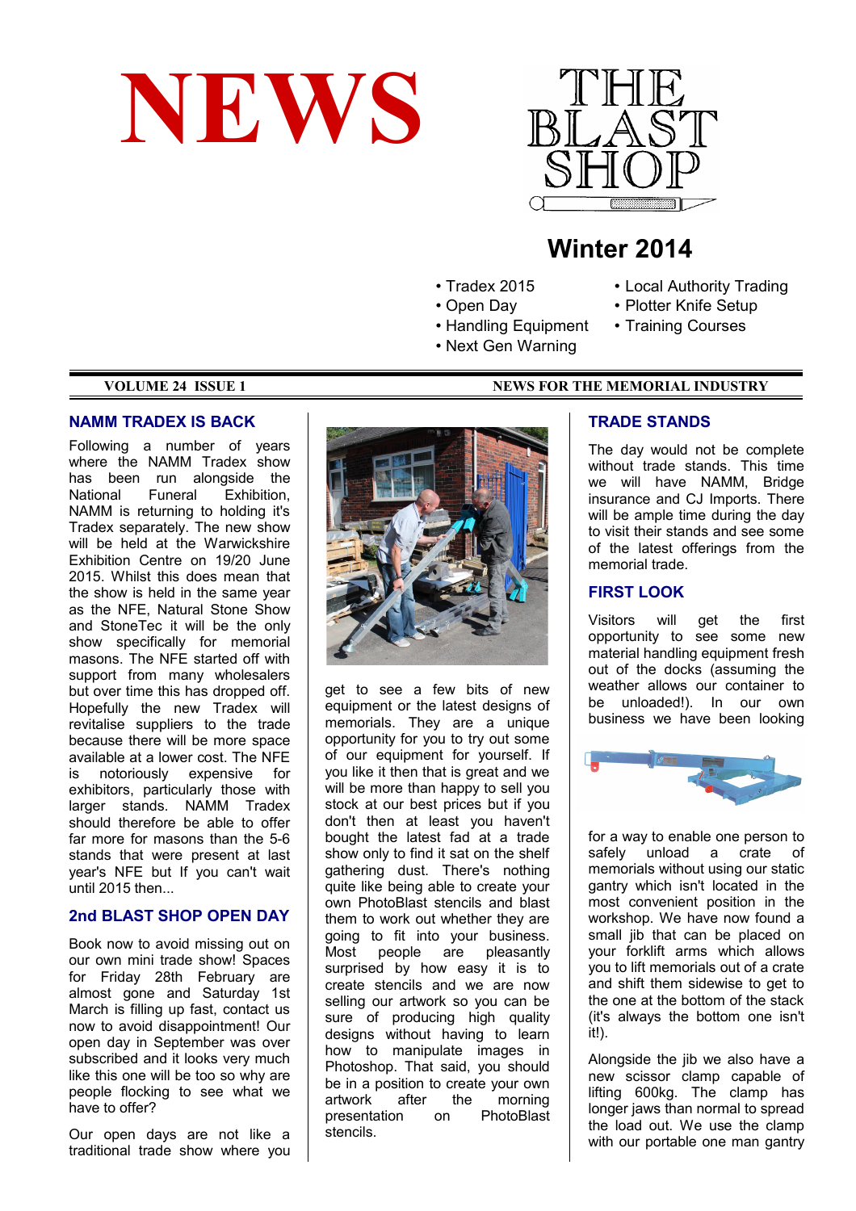# NEWS

THE BLAST SHOP

## Winter 2014

- Tradex 2015
- Open Day
- Handling Equipment
- Next Gen Warning
- Local Authority Trading
- Plotter Knife Setup
- Training Courses

**VOLUME 24 ISSUE 1** — **NEWS FOR THE MEMORIAL INDUSTRY**

### NAMM TRADEX IS BACK

Following a number of years where the NAMM Tradex show has been run alongside the National Funeral Exhibition, NAMM is returning to holding it's Tradex separately. The new show will be held at the Warwickshire Exhibition Centre on 19/20 June 2015. Whilst this does mean that the show is held in the same year as the NFE, Natural Stone Show and StoneTec it will be the only show specifically for memorial masons. The NFE started off with support from many wholesalers but over time this has dropped off. Hopefully the new Tradex will revitalise suppliers to the trade because there will be more space available at a lower cost. The NFE is notoriously expensive for exhibitors, particularly those with larger stands. NAMM Tradex should therefore be able to offer far more for masons than the 5-6 stands that were present at last year's NFE but If you can't wait until 2015 then...

### 2nd BLAST SHOP OPEN DAY

Book now to avoid missing out on our own mini trade show! Spaces for Friday 28th February are almost gone and Saturday 1st March is filling up fast, contact us now to avoid disappointment! Our open day in September was over subscribed and it looks very much like this one will be too so why are people flocking to see what we have to offer?

Our open days are not like a traditional trade show where you get to see a few bits of new equipment or the latest designs of memorials. They are a unique opportunity for you to try out some of our equipment for yourself. If you like it then that is great and we will be more than happy to sell you stock at our best prices but if you don't then at least you haven't bought the latest fad at a trade show only to find it sat on the shelf gathering dust. There's nothing quite like being able to create your own PhotoBlast stencils and blast them to work out whether they are going to fit into your business. Most people are pleasantly surprised by how easy it is to create stencils and we are now selling our artwork so you can be sure of producing high quality designs without having to learn how to manipulate images in Photoshop. That said, you should be in a position to create your own artwork after the morning presentation on PhotoBlast stencils.

### TRADE STANDS

The day would not be complete without trade stands. This time we will have NAMM, Bridge insurance and CJ Imports. There will be ample time during the day to visit their stands and see some of the latest offerings from the memorial trade.

### FIRST LOOK

Visitors will get the first opportunity to see some new material handling equipment fresh out of the docks (assuming the weather allows our container to be unloaded!). In our own business we have been looking for a way to enable one person to safely unload a crate of memorials without using our static gantry which isn't located in the most convenient position in the workshop. We have now found a small jib that can be placed on your forklift arms which allows you to lift memorials out of a crate and shift them sidewise to get to the one at the bottom of the stack (it's always the bottom one isn't it!).

Alongside the jib we also have a new scissor clamp capable of lifting 600kg. The clamp has longer jaws than normal to spread the load out. We use the clamp with our portable one man gantry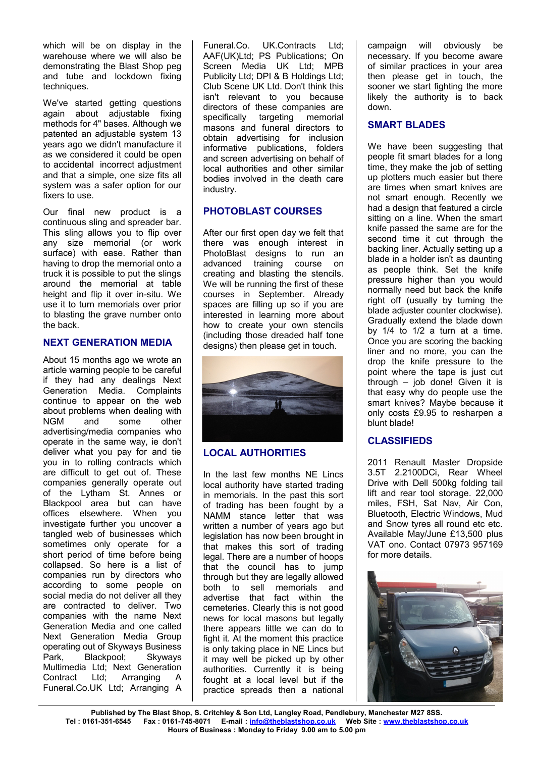which will be on display in the warehouse where we will also be demonstrating the Blast Shop peg and tube and lockdown fixing techniques.

We've started getting questions again about adjustable fixing methods for 4" bases. Although we patented an adjustable system 13 years ago we didn't manufacture it as we considered it could be open to accidental incorrect adjustment and that a simple, one size fits all system was a safer option for our fixers to use.

Our final new product is a continuous sling and spreader bar. This sling allows you to flip over any size memorial (or work surface) with ease. Rather than having to drop the memorial onto a truck it is possible to put the slings around the memorial at table height and flip it over in-situ. We use it to turn memorials over prior to blasting the grave number onto the back.

## NEXT GENERATION MEDIA

About 15 months ago we wrote an article warning people to be careful if they had any dealings Next Generation Media. Complaints continue to appear on the web about problems when dealing with NGM and some other advertising/media companies who operate in the same way, ie don't deliver what you pay for and tie you in to rolling contracts which are difficult to get out of. These companies generally operate out of the Lytham St. Annes or Blackpool area but can have offices elsewhere. When you investigate further you uncover a tangled web of businesses which sometimes only operate for a short period of time before being collapsed. So here is a list of companies run by directors who according to some people on social media do not deliver all they are contracted to deliver. Two companies with the name Next Generation Media and one called Next Generation Media Group operating out of Skyways Business Park, Blackpool; Skyways Multimedia Ltd; Next Generation Contract Ltd; Arranging A Funeral.Co.UK Ltd; Arranging A Funeral.Co. UK.Contracts Ltd; AAF(UK)Ltd; PS Publications; On Screen Media UK Ltd; MPB Publicity Ltd; DPI & B Holdings Ltd; Club Scene UK Ltd. Don't think this isn't relevant to you because directors of these companies are specifically targeting memorial masons and funeral directors to obtain advertising for inclusion informative publications, folders and screen advertising on behalf of local authorities and other similar bodies involved in the death care industry.

## PHOTOBLAST COURSES

After our first open day we felt that there was enough interest in PhotoBlast designs to run an advanced training course on creating and blasting the stencils. We will be running the first of these courses in September. Already spaces are filling up so if you are interested in learning more about how to create your own stencils (including those dreaded half tone designs) then please get in touch.

## LOCAL AUTHORITIES

In the last few months NE Lincs local authority have started trading in memorials. In the past this sort of trading has been fought by a NAMM stance letter that was written a number of years ago but legislation has now been brought in that makes this sort of trading legal. There are a number of hoops that the council has to jump through but they are legally allowed both to sell memorials and advertise that fact within the cemeteries. Clearly this is not good news for local masons but legally there appears little we can do to fight it. At the moment this practice is only taking place in NE Lincs but it may well be picked up by other authorities. Currently it is being fought at a local level but if the practice spreads then a national campaign will obviously be necessary. If you become aware of similar practices in your area then please get in touch, the sooner we start fighting the more likely the authority is to back down.

## SMART BLADES

We have been suggesting that people fit smart blades for a long time, they make the job of setting up plotters much easier but there are times when smart knives are not smart enough. Recently we had a design that featured a circle sitting on a line. When the smart knife passed the same are for the second time it cut through the backing liner. Actually setting up a blade in a holder isn't as daunting as people think. Set the knife pressure higher than you would normally need but back the knife right off (usually by turning the blade adjuster counter clockwise). Gradually extend the blade down by 1/4 to 1/2 a turn at a time. Once you are scoring the backing liner and no more, you can the drop the knife pressure to the point where the tape is just cut through – job done! Given it is that easy why do people use the smart knives? Maybe because it only costs £9.95 to resharpen a blunt blade!

## CLASSIFIEDS

2011 Renault Master Dropside 3.5T 2.2100DCi, Rear Wheel Drive with Dell 500kg folding tail lift and rear tool storage. 22,000 miles, FSH, Sat Nav, Air Con, Bluetooth, Electric Windows, Mud and Snow tyres all round etc etc. Available May/June £13,500 plus VAT ono. Contact 07973 957169 for more details.

**Published by The Blast Shop, S. Critchley & Son Ltd, Langley Road, Pendlebury, Manchester M27 8SS.**
**Tel : 0161-351-6545 Fax : 0161-745-8071 E-mail : info@theblastshop.co.uk Web Site : www.theblastshop.co.uk**
**Hours of Business : Monday to Friday 9.00 am to 5.00 pm**